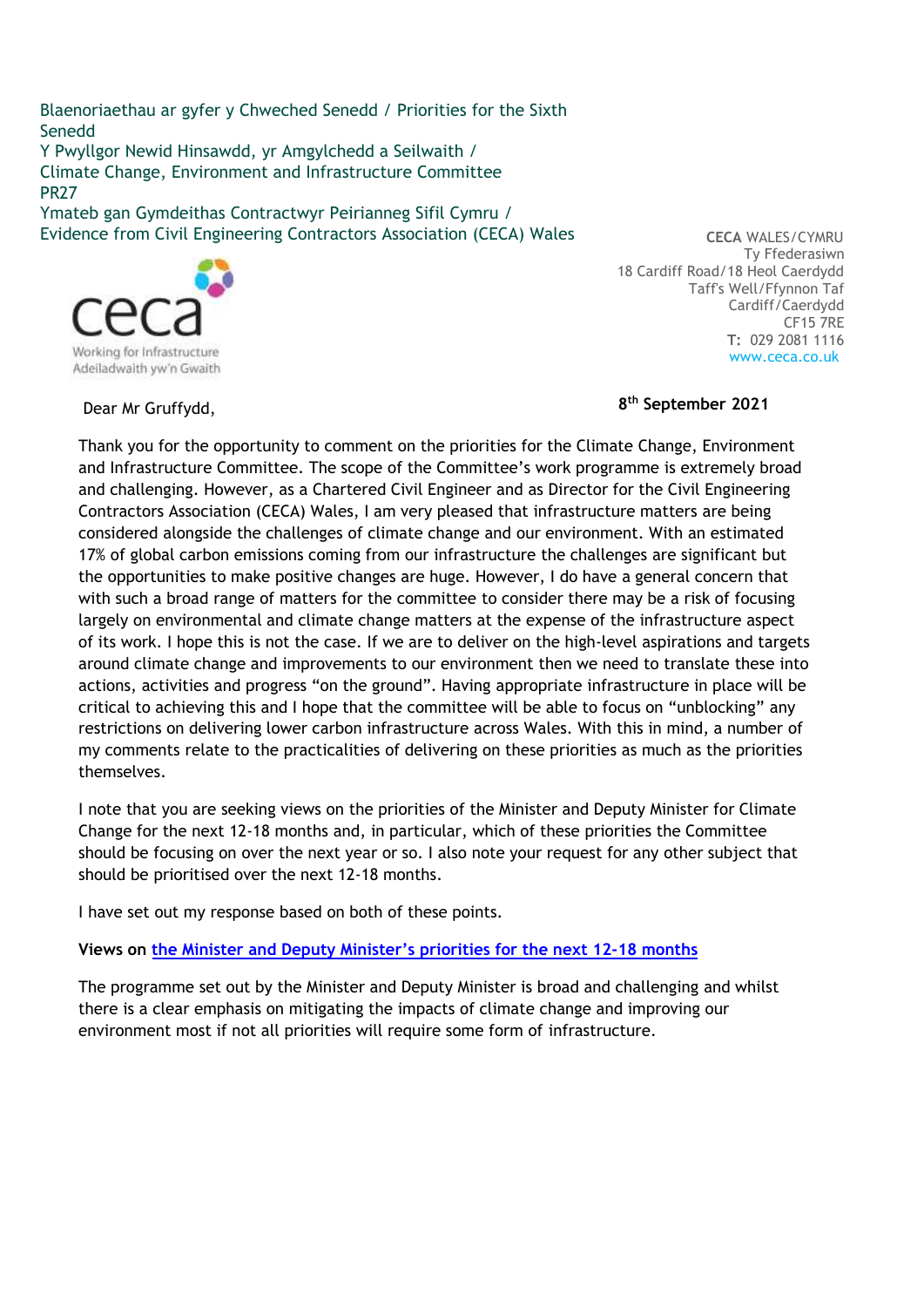Blaenoriaethau ar gyfer y Chweched Senedd / Priorities for the Sixth Senedd
Y Pwyllgor Newid Hinsawdd, yr Amgylchedd a Seilwaith / Climate Change, Environment and Infrastructure Committee
PR27
Ymateb gan Gymdeithas Contractwyr Peirianneg Sifil Cymru / Evidence from Civil Engineering Contractors Association (CECA) Wales

ceca
Working for Infrastructure
Adeiladwaith yw'n Gwaith

**CECA** WALES/CYMRU
Ty Ffederasiwn
18 Cardiff Road/18 Heol Caerdydd
Taff's Well/Ffynnon Taf
Cardiff/Caerdydd
CF15 7RE
**T:** 029 2081 1116
www.ceca.co.uk

**8th September 2021**

Dear Mr Gruffydd,

Thank you for the opportunity to comment on the priorities for the Climate Change, Environment and Infrastructure Committee. The scope of the Committee's work programme is extremely broad and challenging. However, as a Chartered Civil Engineer and as Director for the Civil Engineering Contractors Association (CECA) Wales, I am very pleased that infrastructure matters are being considered alongside the challenges of climate change and our environment. With an estimated 17% of global carbon emissions coming from our infrastructure the challenges are significant but the opportunities to make positive changes are huge. However, I do have a general concern that with such a broad range of matters for the committee to consider there may be a risk of focusing largely on environmental and climate change matters at the expense of the infrastructure aspect of its work. I hope this is not the case. If we are to deliver on the high-level aspirations and targets around climate change and improvements to our environment then we need to translate these into actions, activities and progress "on the ground". Having appropriate infrastructure in place will be critical to achieving this and I hope that the committee will be able to focus on "unblocking" any restrictions on delivering lower carbon infrastructure across Wales. With this in mind, a number of my comments relate to the practicalities of delivering on these priorities as much as the priorities themselves.

I note that you are seeking views on the priorities of the Minister and Deputy Minister for Climate Change for the next 12-18 months and, in particular, which of these priorities the Committee should be focusing on over the next year or so. I also note your request for any other subject that should be prioritised over the next 12-18 months.

I have set out my response based on both of these points.

**Views on the Minister and Deputy Minister's priorities for the next 12-18 months**

The programme set out by the Minister and Deputy Minister is broad and challenging and whilst there is a clear emphasis on mitigating the impacts of climate change and improving our environment most if not all priorities will require some form of infrastructure.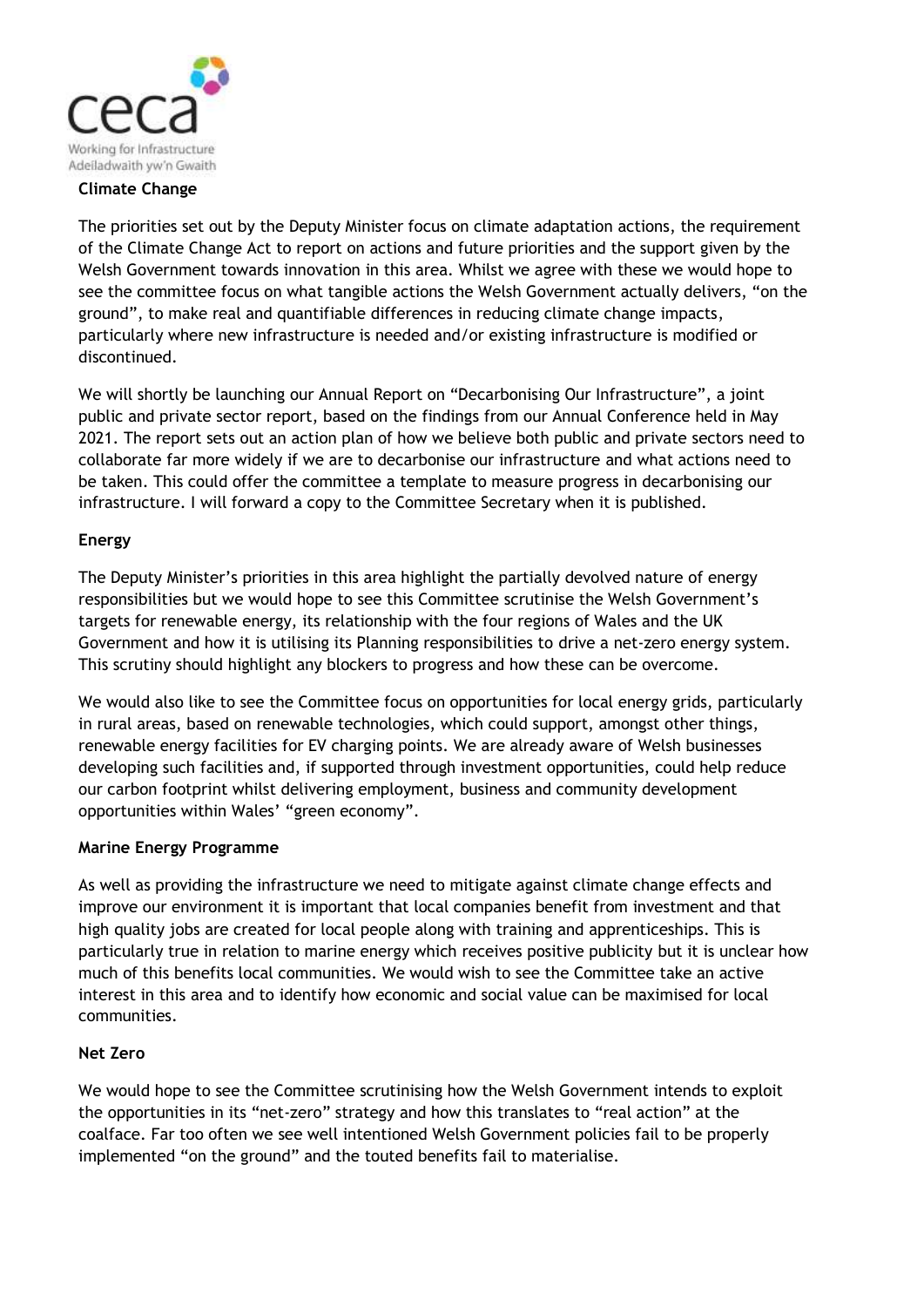**Climate Change**

The priorities set out by the Deputy Minister focus on climate adaptation actions, the requirement of the Climate Change Act to report on actions and future priorities and the support given by the Welsh Government towards innovation in this area. Whilst we agree with these we would hope to see the committee focus on what tangible actions the Welsh Government actually delivers, "on the ground", to make real and quantifiable differences in reducing climate change impacts, particularly where new infrastructure is needed and/or existing infrastructure is modified or discontinued.

We will shortly be launching our Annual Report on "Decarbonising Our Infrastructure", a joint public and private sector report, based on the findings from our Annual Conference held in May 2021. The report sets out an action plan of how we believe both public and private sectors need to collaborate far more widely if we are to decarbonise our infrastructure and what actions need to be taken. This could offer the committee a template to measure progress in decarbonising our infrastructure. I will forward a copy to the Committee Secretary when it is published.

**Energy**

The Deputy Minister's priorities in this area highlight the partially devolved nature of energy responsibilities but we would hope to see this Committee scrutinise the Welsh Government's targets for renewable energy, its relationship with the four regions of Wales and the UK Government and how it is utilising its Planning responsibilities to drive a net-zero energy system. This scrutiny should highlight any blockers to progress and how these can be overcome.

We would also like to see the Committee focus on opportunities for local energy grids, particularly in rural areas, based on renewable technologies, which could support, amongst other things, renewable energy facilities for EV charging points. We are already aware of Welsh businesses developing such facilities and, if supported through investment opportunities, could help reduce our carbon footprint whilst delivering employment, business and community development opportunities within Wales' "green economy".

**Marine Energy Programme**

As well as providing the infrastructure we need to mitigate against climate change effects and improve our environment it is important that local companies benefit from investment and that high quality jobs are created for local people along with training and apprenticeships. This is particularly true in relation to marine energy which receives positive publicity but it is unclear how much of this benefits local communities. We would wish to see the Committee take an active interest in this area and to identify how economic and social value can be maximised for local communities.

**Net Zero**

We would hope to see the Committee scrutinising how the Welsh Government intends to exploit the opportunities in its "net-zero" strategy and how this translates to "real action" at the coalface. Far too often we see well intentioned Welsh Government policies fail to be properly implemented "on the ground" and the touted benefits fail to materialise.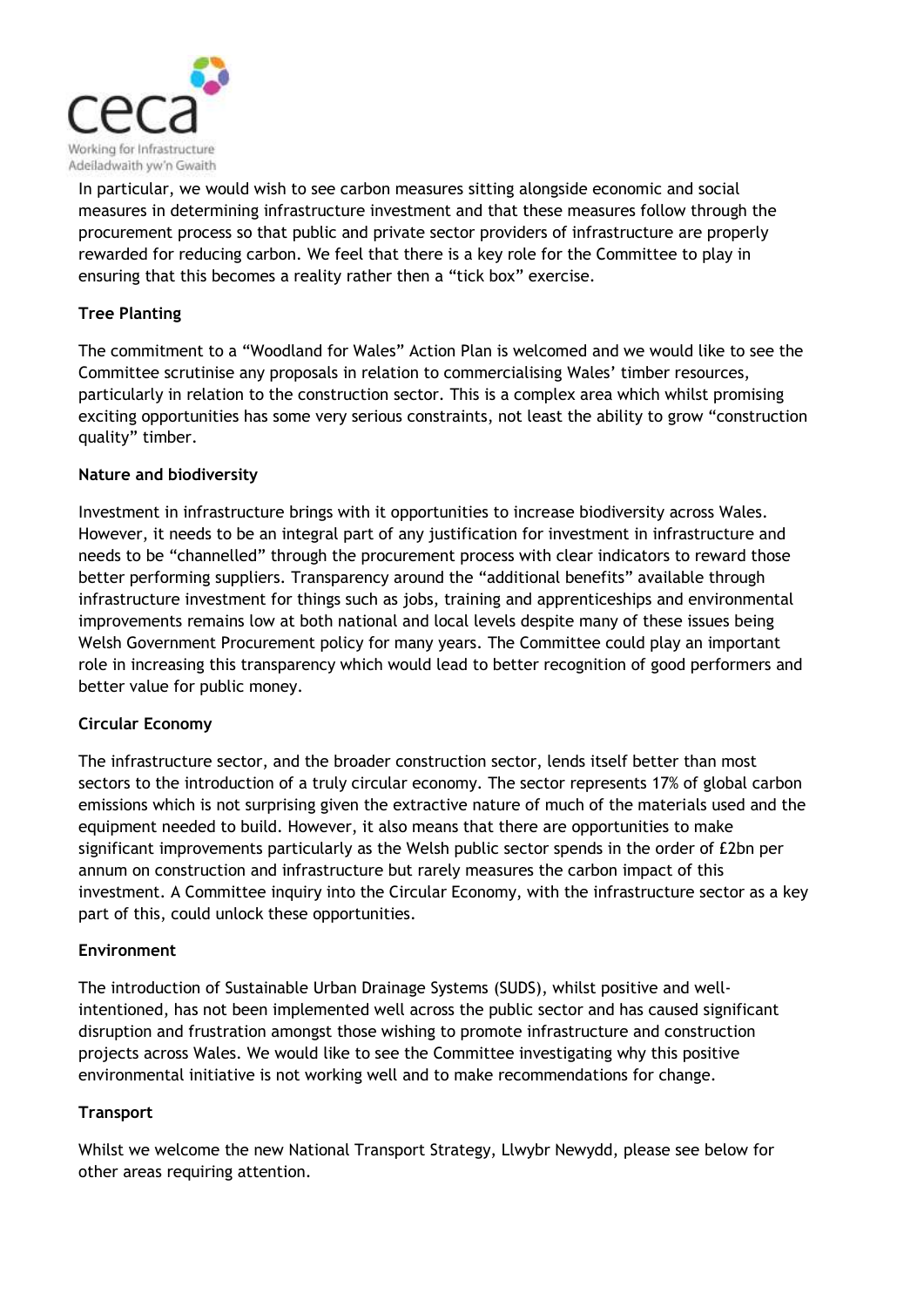In particular, we would wish to see carbon measures sitting alongside economic and social measures in determining infrastructure investment and that these measures follow through the procurement process so that public and private sector providers of infrastructure are properly rewarded for reducing carbon. We feel that there is a key role for the Committee to play in ensuring that this becomes a reality rather then a "tick box" exercise.

**Tree Planting**

The commitment to a "Woodland for Wales" Action Plan is welcomed and we would like to see the Committee scrutinise any proposals in relation to commercialising Wales' timber resources, particularly in relation to the construction sector. This is a complex area which whilst promising exciting opportunities has some very serious constraints, not least the ability to grow "construction quality" timber.

**Nature and biodiversity**

Investment in infrastructure brings with it opportunities to increase biodiversity across Wales. However, it needs to be an integral part of any justification for investment in infrastructure and needs to be "channelled" through the procurement process with clear indicators to reward those better performing suppliers. Transparency around the "additional benefits" available through infrastructure investment for things such as jobs, training and apprenticeships and environmental improvements remains low at both national and local levels despite many of these issues being Welsh Government Procurement policy for many years. The Committee could play an important role in increasing this transparency which would lead to better recognition of good performers and better value for public money.

**Circular Economy**

The infrastructure sector, and the broader construction sector, lends itself better than most sectors to the introduction of a truly circular economy. The sector represents 17% of global carbon emissions which is not surprising given the extractive nature of much of the materials used and the equipment needed to build. However, it also means that there are opportunities to make significant improvements particularly as the Welsh public sector spends in the order of £2bn per annum on construction and infrastructure but rarely measures the carbon impact of this investment. A Committee inquiry into the Circular Economy, with the infrastructure sector as a key part of this, could unlock these opportunities.

**Environment**

The introduction of Sustainable Urban Drainage Systems (SUDS), whilst positive and well-intentioned, has not been implemented well across the public sector and has caused significant disruption and frustration amongst those wishing to promote infrastructure and construction projects across Wales. We would like to see the Committee investigating why this positive environmental initiative is not working well and to make recommendations for change.

**Transport**

Whilst we welcome the new National Transport Strategy, Llwybr Newydd, please see below for other areas requiring attention.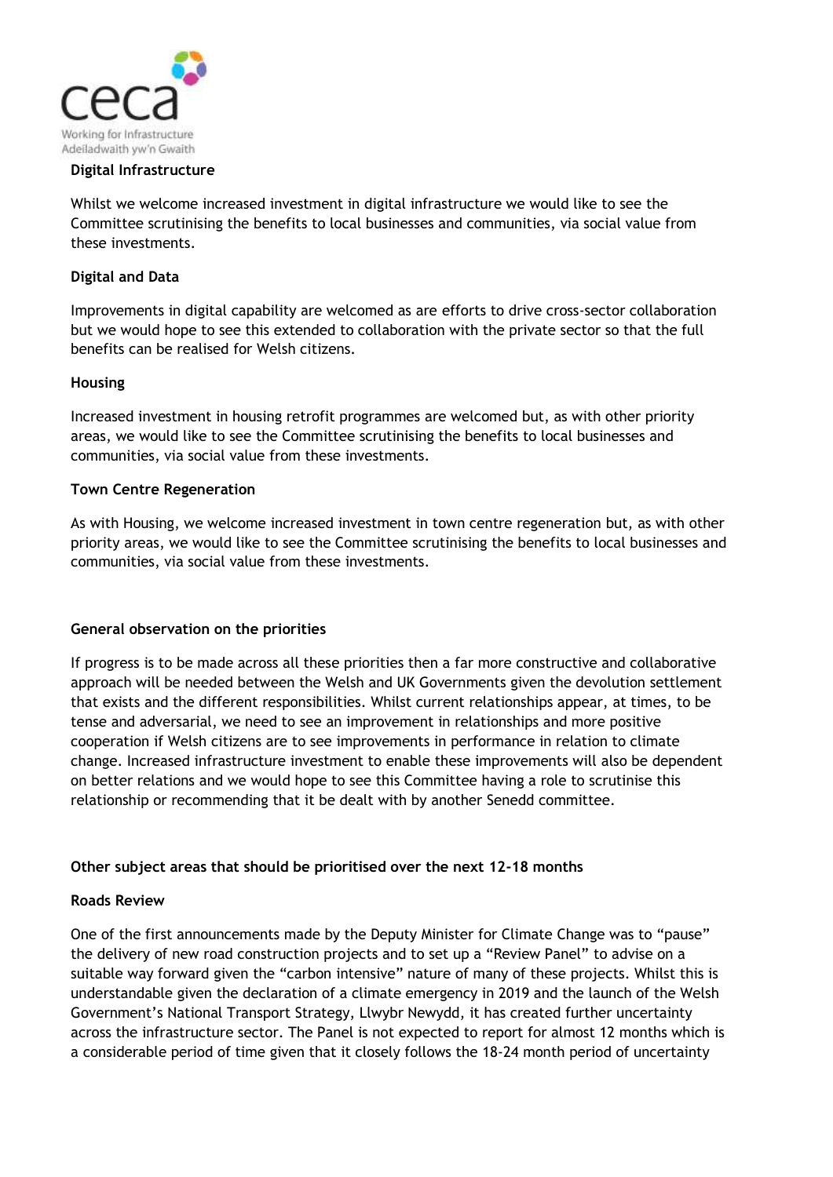### Digital Infrastructure

Whilst we welcome increased investment in digital infrastructure we would like to see the Committee scrutinising the benefits to local businesses and communities, via social value from these investments.

### Digital and Data

Improvements in digital capability are welcomed as are efforts to drive cross-sector collaboration but we would hope to see this extended to collaboration with the private sector so that the full benefits can be realised for Welsh citizens.

### Housing

Increased investment in housing retrofit programmes are welcomed but, as with other priority areas, we would like to see the Committee scrutinising the benefits to local businesses and communities, via social value from these investments.

### Town Centre Regeneration

As with Housing, we welcome increased investment in town centre regeneration but, as with other priority areas, we would like to see the Committee scrutinising the benefits to local businesses and communities, via social value from these investments.

### General observation on the priorities

If progress is to be made across all these priorities then a far more constructive and collaborative approach will be needed between the Welsh and UK Governments given the devolution settlement that exists and the different responsibilities. Whilst current relationships appear, at times, to be tense and adversarial, we need to see an improvement in relationships and more positive cooperation if Welsh citizens are to see improvements in performance in relation to climate change. Increased infrastructure investment to enable these improvements will also be dependent on better relations and we would hope to see this Committee having a role to scrutinise this relationship or recommending that it be dealt with by another Senedd committee.

## Other subject areas that should be prioritised over the next 12-18 months

### Roads Review

One of the first announcements made by the Deputy Minister for Climate Change was to "pause" the delivery of new road construction projects and to set up a "Review Panel" to advise on a suitable way forward given the "carbon intensive" nature of many of these projects. Whilst this is understandable given the declaration of a climate emergency in 2019 and the launch of the Welsh Government's National Transport Strategy, Llwybr Newydd, it has created further uncertainty across the infrastructure sector. The Panel is not expected to report for almost 12 months which is a considerable period of time given that it closely follows the 18-24 month period of uncertainty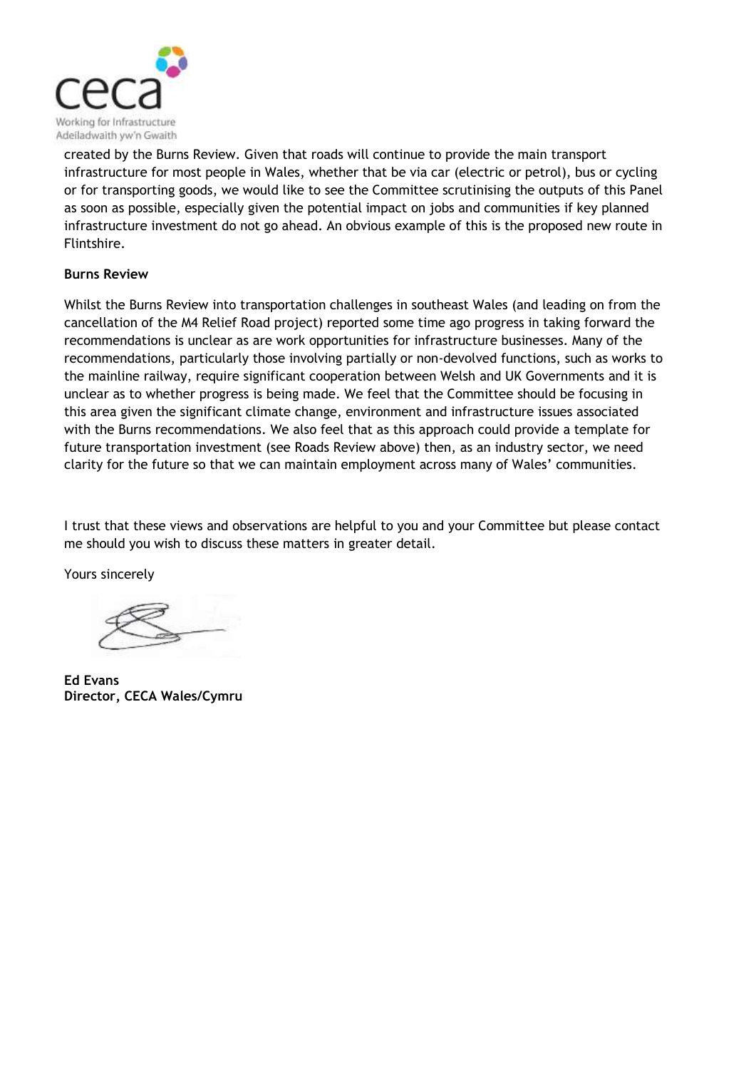created by the Burns Review. Given that roads will continue to provide the main transport infrastructure for most people in Wales, whether that be via car (electric or petrol), bus or cycling or for transporting goods, we would like to see the Committee scrutinising the outputs of this Panel as soon as possible, especially given the potential impact on jobs and communities if key planned infrastructure investment do not go ahead. An obvious example of this is the proposed new route in Flintshire.

**Burns Review**

Whilst the Burns Review into transportation challenges in southeast Wales (and leading on from the cancellation of the M4 Relief Road project) reported some time ago progress in taking forward the recommendations is unclear as are work opportunities for infrastructure businesses. Many of the recommendations, particularly those involving partially or non-devolved functions, such as works to the mainline railway, require significant cooperation between Welsh and UK Governments and it is unclear as to whether progress is being made. We feel that the Committee should be focusing in this area given the significant climate change, environment and infrastructure issues associated with the Burns recommendations. We also feel that as this approach could provide a template for future transportation investment (see Roads Review above) then, as an industry sector, we need clarity for the future so that we can maintain employment across many of Wales' communities.

I trust that these views and observations are helpful to you and your Committee but please contact me should you wish to discuss these matters in greater detail.

Yours sincerely

**Ed Evans**
**Director, CECA Wales/Cymru**